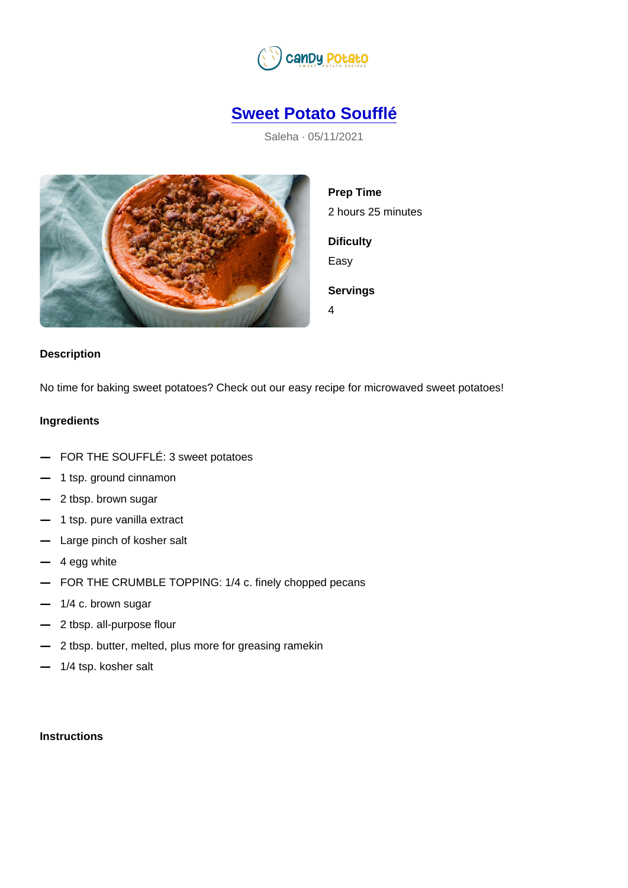# Sweet Potato Soufflé

Saleha · 05/11/2021

**Prep Time**

2 hours 25 minutes

**Dificulty**

Easy

**Servings**

4

## Description

No time for baking sweet potatoes? Check out our easy recipe for microwaved sweet potatoes!

## Ingredients

- FOR THE SOUFFLÉ: 3 sweet potatoes
- 1 tsp. ground cinnamon
- 2 tbsp. brown sugar
- 1 tsp. pure vanilla extract
- Large pinch of kosher salt
- 4 egg white
- FOR THE CRUMBLE TOPPING: 1/4 c. finely chopped pecans
- 1/4 c. brown sugar
- 2 tbsp. all-purpose flour
- 2 tbsp. butter, melted, plus more for greasing ramekin
- 1/4 tsp. kosher salt

## Instructions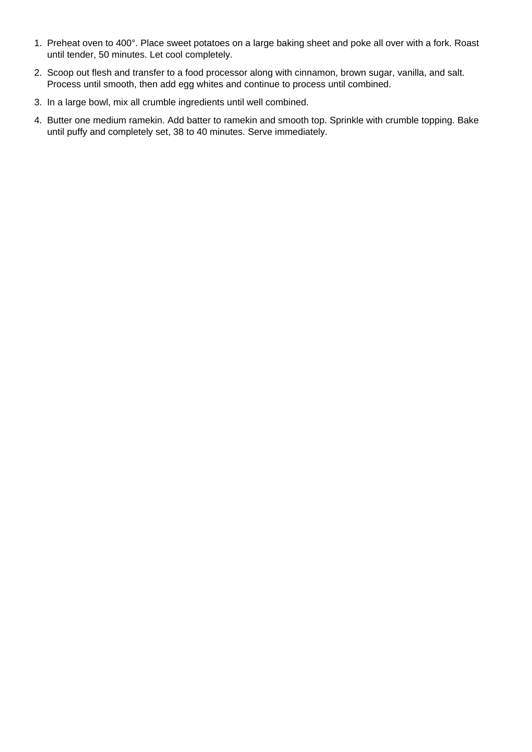1. Preheat oven to 400°. Place sweet potatoes on a large baking sheet and poke all over with a fork. Roast until tender, 50 minutes. Let cool completely.
2. Scoop out flesh and transfer to a food processor along with cinnamon, brown sugar, vanilla, and salt. Process until smooth, then add egg whites and continue to process until combined.
3. In a large bowl, mix all crumble ingredients until well combined.
4. Butter one medium ramekin. Add batter to ramekin and smooth top. Sprinkle with crumble topping. Bake until puffy and completely set, 38 to 40 minutes. Serve immediately.